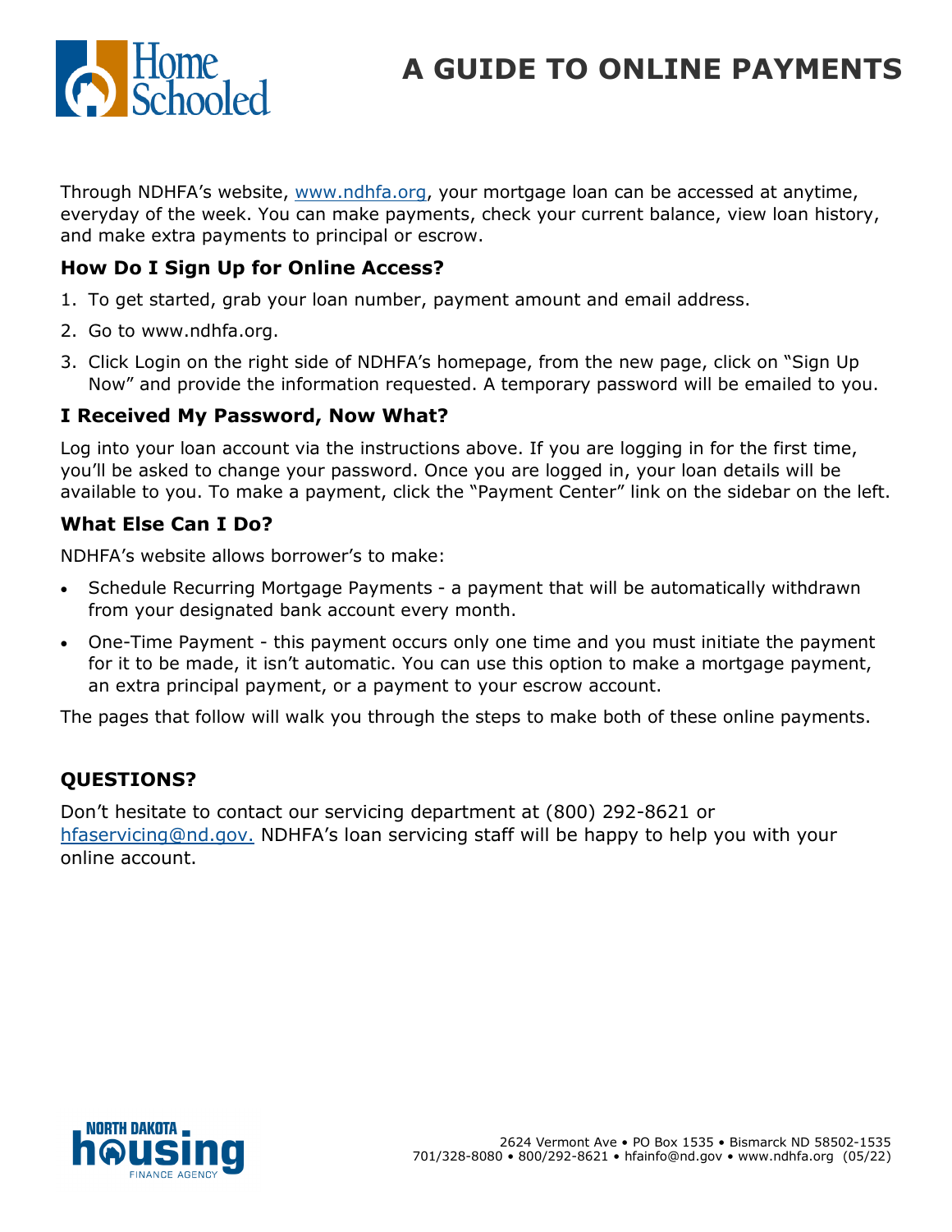# A GUIDE TO ONLINE PAYMENTS

Through NDHFA's website, www.ndhfa.org, your mortgage loan can be accessed at anytime, everyday of the week. You can make payments, check your current balance, view loan history, and make extra payments to principal or escrow.

## How Do I Sign Up for Online Access?

1. To get started, grab your loan number, payment amount and email address.
2. Go to www.ndhfa.org.
3. Click Login on the right side of NDHFA's homepage, from the new page, click on "Sign Up Now" and provide the information requested. A temporary password will be emailed to you.

## I Received My Password, Now What?

Log into your loan account via the instructions above. If you are logging in for the first time, you'll be asked to change your password. Once you are logged in, your loan details will be available to you. To make a payment, click the "Payment Center" link on the sidebar on the left.

## What Else Can I Do?

NDHFA's website allows borrower's to make:

- Schedule Recurring Mortgage Payments - a payment that will be automatically withdrawn from your designated bank account every month.
- One-Time Payment - this payment occurs only one time and you must initiate the payment for it to be made, it isn't automatic. You can use this option to make a mortgage payment, an extra principal payment, or a payment to your escrow account.

The pages that follow will walk you through the steps to make both of these online payments.

## QUESTIONS?

Don't hesitate to contact our servicing department at (800) 292-8621 or hfaservicing@nd.gov. NDHFA's loan servicing staff will be happy to help you with your online account.

2624 Vermont Ave • PO Box 1535 • Bismarck ND 58502-1535
701/328-8080 • 800/292-8621 • hfainfo@nd.gov • www.ndhfa.org (05/22)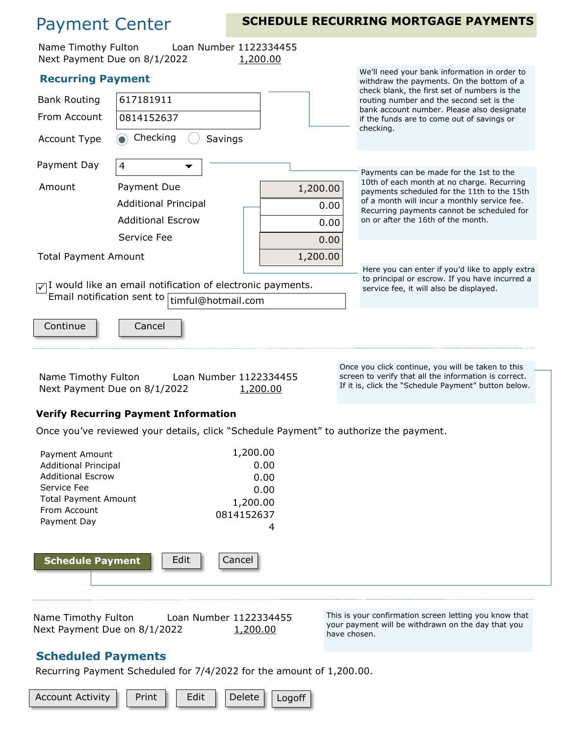# Payment Center

**SCHEDULE RECURRING MORTGAGE PAYMENTS**

Name Timothy Fulton Loan Number 1122334455
Next Payment Due on 8/1/2022 1,200.00

## Recurring Payment

| | |
|---|---|
| Bank Routing | 617181911 |
| From Account | 0814152637 |
| Account Type | (●) Checking ( ) Savings |
| Payment Day | 4 |

We'll need your bank information in order to withdraw the payments. On the bottom of a check blank, the first set of numbers is the routing number and the second set is the bank account number. Please also designate if the funds are to come out of savings or checking.

Payments can be made for the 1st to the 10th of each month at no charge. Recurring payments scheduled for the 11th to the 15th of a month will incur a monthly service fee. Recurring payments cannot be scheduled for on or after the 16th of the month.

| Amount | | |
|---|---|---|
| | Payment Due | 1,200.00 |
| | Additional Principal | 0.00 |
| | Additional Escrow | 0.00 |
| | Service Fee | 0.00 |
| Total Payment Amount | | 1,200.00 |

Here you can enter if you'd like to apply extra to principal or escrow. If you have incurred a service fee, it will also be displayed.

☑ I would like an email notification of electronic payments.
Email notification sent to timful@hotmail.com

[Continue] [Cancel]

---

Name Timothy Fulton Loan Number 1122334455
Next Payment Due on 8/1/2022 1,200.00

Once you click continue, you will be taken to this screen to verify that all the information is correct. If it is, click the "Schedule Payment" button below.

### Verify Recurring Payment Information

Once you've reviewed your details, click "Schedule Payment" to authorize the payment.

| | |
|---|---|
| Payment Amount | 1,200.00 |
| Additional Principal | 0.00 |
| Additional Escrow | 0.00 |
| Service Fee | 0.00 |
| Total Payment Amount | 1,200.00 |
| From Account | 0814152637 |
| Payment Day | 4 |

[**Schedule Payment**] [Edit] [Cancel]

---

Name Timothy Fulton Loan Number 1122334455
Next Payment Due on 8/1/2022 1,200.00

This is your confirmation screen letting you know that your payment will be withdrawn on the day that you have chosen.

## Scheduled Payments

Recurring Payment Scheduled for 7/4/2022 for the amount of 1,200.00.

[Account Activity] [Print] [Edit] [Delete] [Logoff]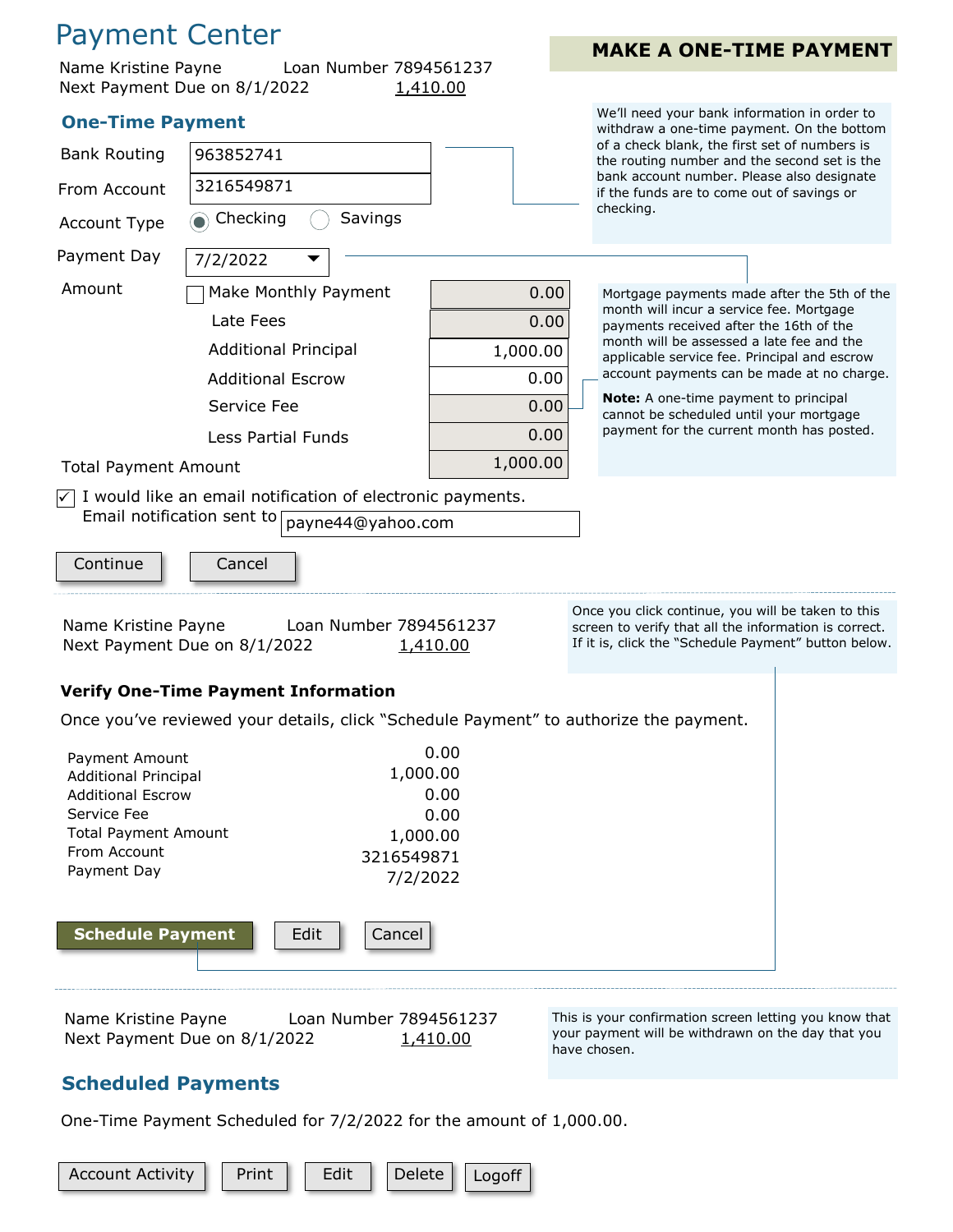# Payment Center

**MAKE A ONE-TIME PAYMENT**

Name Kristine Payne Loan Number 7894561237
Next Payment Due on 8/1/2022 1,410.00

## One-Time Payment

| | |
|---|---|
| Bank Routing | 963852741 |
| From Account | 3216549871 |
| Account Type | (●) Checking ( ) Savings |
| Payment Day | 7/2/2022 |

We'll need your bank information in order to withdraw a one-time payment. On the bottom of a check blank, the first set of numbers is the routing number and the second set is the bank account number. Please also designate if the funds are to come out of savings or checking.

| Amount | |
|---|---|
| ☐ Make Monthly Payment | 0.00 |
| Late Fees | 0.00 |
| Additional Principal | 1,000.00 |
| Additional Escrow | 0.00 |
| Service Fee | 0.00 |
| Less Partial Funds | 0.00 |
| Total Payment Amount | 1,000.00 |

Mortgage payments made after the 5th of the month will incur a service fee. Mortgage payments received after the 16th of the month will be assessed a late fee and the applicable service fee. Principal and escrow account payments can be made at no charge.

**Note:** A one-time payment to principal cannot be scheduled until your mortgage payment for the current month has posted.

☑ I would like an email notification of electronic payments.
Email notification sent to payne44@yahoo.com

Continue | Cancel

---

Name Kristine Payne Loan Number 7894561237
Next Payment Due on 8/1/2022 1,410.00

Once you click continue, you will be taken to this screen to verify that all the information is correct. If it is, click the "Schedule Payment" button below.

### Verify One-Time Payment Information

Once you've reviewed your details, click "Schedule Payment" to authorize the payment.

| | |
|---|---|
| Payment Amount | 0.00 |
| Additional Principal | 1,000.00 |
| Additional Escrow | 0.00 |
| Service Fee | 0.00 |
| Total Payment Amount | 1,000.00 |
| From Account | 3216549871 |
| Payment Day | 7/2/2022 |

**Schedule Payment** | Edit | Cancel

---

Name Kristine Payne Loan Number 7894561237
Next Payment Due on 8/1/2022 1,410.00

This is your confirmation screen letting you know that your payment will be withdrawn on the day that you have chosen.

## Scheduled Payments

One-Time Payment Scheduled for 7/2/2022 for the amount of 1,000.00.

Account Activity | Print | Edit | Delete | Logoff